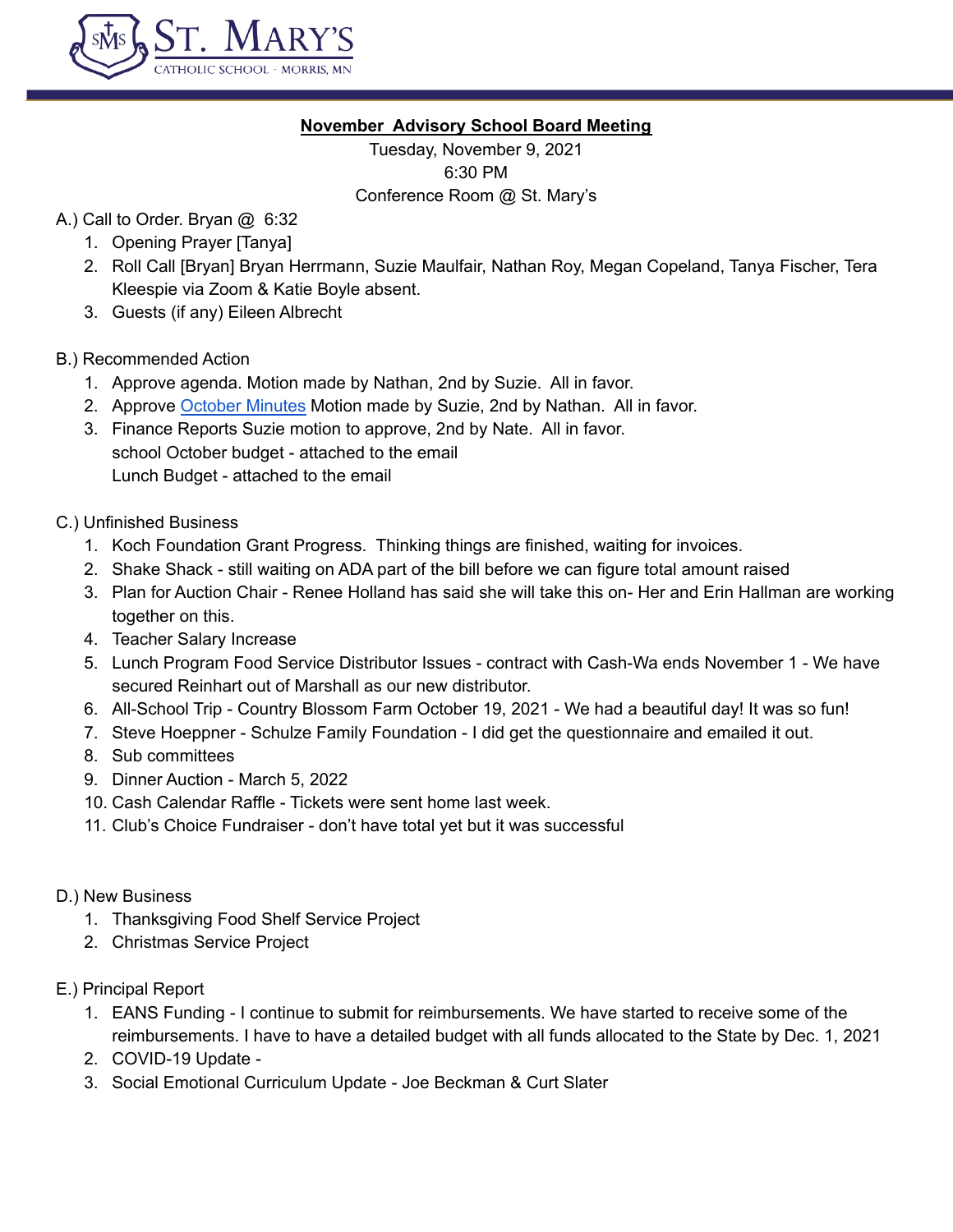ST. MARY'S
CATHOLIC SCHOOL - MORRIS, MN

## **November Advisory School Board Meeting**

Tuesday, November 9, 2021
6:30 PM
Conference Room @ St. Mary's

A.) Call to Order. Bryan @ 6:32

1. Opening Prayer [Tanya]
2. Roll Call [Bryan] Bryan Herrmann, Suzie Maulfair, Nathan Roy, Megan Copeland, Tanya Fischer, Tera Kleespie via Zoom & Katie Boyle absent.
3. Guests (if any) Eileen Albrecht

B.) Recommended Action

1. Approve agenda. Motion made by Nathan, 2nd by Suzie. All in favor.
2. Approve October Minutes Motion made by Suzie, 2nd by Nathan. All in favor.
3. Finance Reports Suzie motion to approve, 2nd by Nate. All in favor.
   school October budget - attached to the email
   Lunch Budget - attached to the email

C.) Unfinished Business

1. Koch Foundation Grant Progress. Thinking things are finished, waiting for invoices.
2. Shake Shack - still waiting on ADA part of the bill before we can figure total amount raised
3. Plan for Auction Chair - Renee Holland has said she will take this on- Her and Erin Hallman are working together on this.
4. Teacher Salary Increase
5. Lunch Program Food Service Distributor Issues - contract with Cash-Wa ends November 1 - We have secured Reinhart out of Marshall as our new distributor.
6. All-School Trip - Country Blossom Farm October 19, 2021 - We had a beautiful day! It was so fun!
7. Steve Hoeppner - Schulze Family Foundation - I did get the questionnaire and emailed it out.
8. Sub committees
9. Dinner Auction - March 5, 2022
10. Cash Calendar Raffle - Tickets were sent home last week.
11. Club's Choice Fundraiser - don't have total yet but it was successful

D.) New Business

1. Thanksgiving Food Shelf Service Project
2. Christmas Service Project

E.) Principal Report

1. EANS Funding - I continue to submit for reimbursements. We have started to receive some of the reimbursements. I have to have a detailed budget with all funds allocated to the State by Dec. 1, 2021
2. COVID-19 Update -
3. Social Emotional Curriculum Update - Joe Beckman & Curt Slater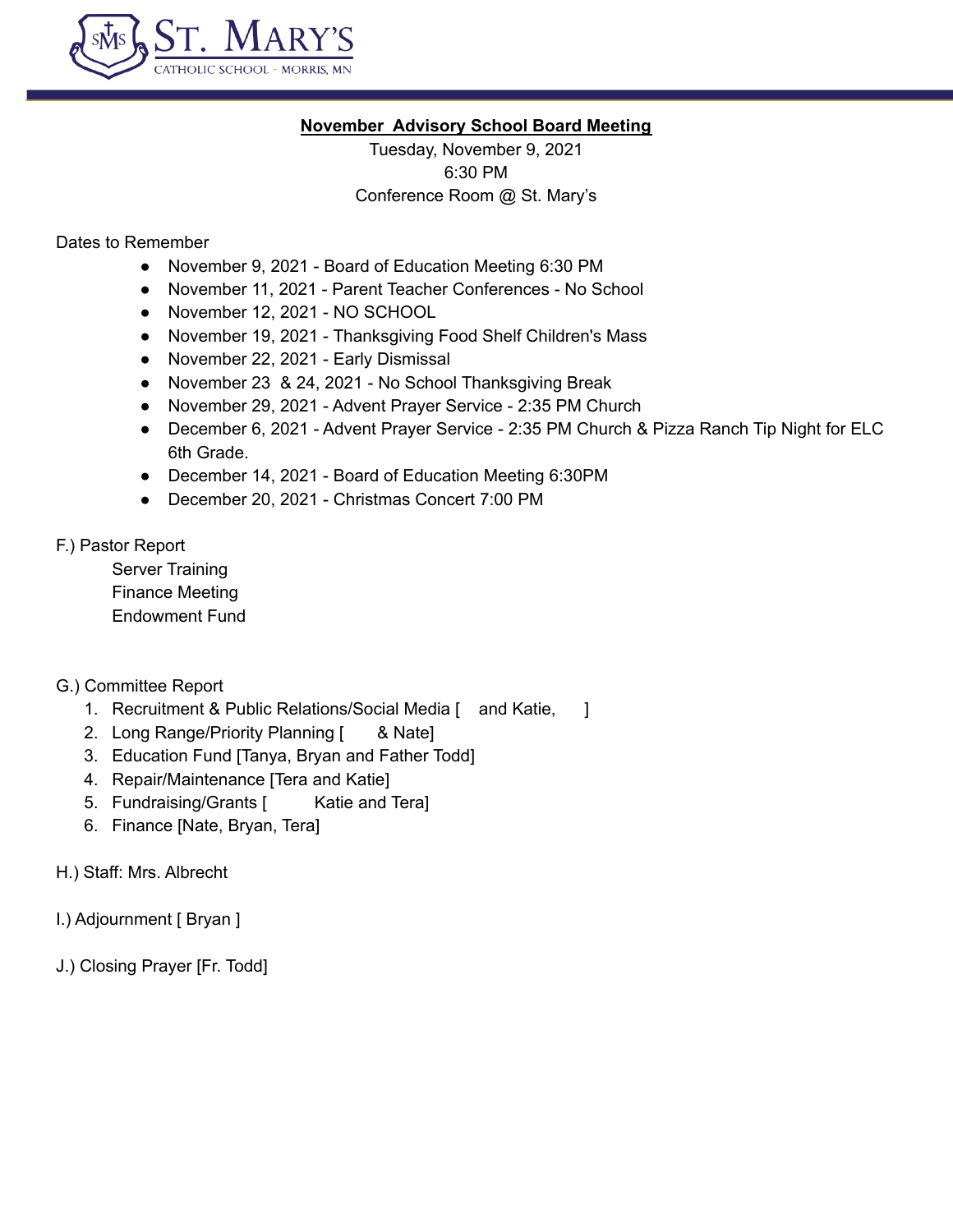## November Advisory School Board Meeting

Tuesday, November 9, 2021
6:30 PM
Conference Room @ St. Mary's

Dates to Remember

- November 9, 2021 - Board of Education Meeting 6:30 PM
- November 11, 2021 - Parent Teacher Conferences - No School
- November 12, 2021 - NO SCHOOL
- November 19, 2021 - Thanksgiving Food Shelf Children's Mass
- November 22, 2021 - Early Dismissal
- November 23 & 24, 2021 - No School Thanksgiving Break
- November 29, 2021 - Advent Prayer Service - 2:35 PM Church
- December 6, 2021 - Advent Prayer Service - 2:35 PM Church & Pizza Ranch Tip Night for ELC 6th Grade.
- December 14, 2021 - Board of Education Meeting 6:30PM
- December 20, 2021 - Christmas Concert 7:00 PM

F.) Pastor Report

Server Training
Finance Meeting
Endowment Fund

G.) Committee Report

1. Recruitment & Public Relations/Social Media [ and Katie, ]
2. Long Range/Priority Planning [ & Nate]
3. Education Fund [Tanya, Bryan and Father Todd]
4. Repair/Maintenance [Tera and Katie]
5. Fundraising/Grants [ Katie and Tera]
6. Finance [Nate, Bryan, Tera]

H.) Staff: Mrs. Albrecht

I.) Adjournment [ Bryan ]

J.) Closing Prayer [Fr. Todd]